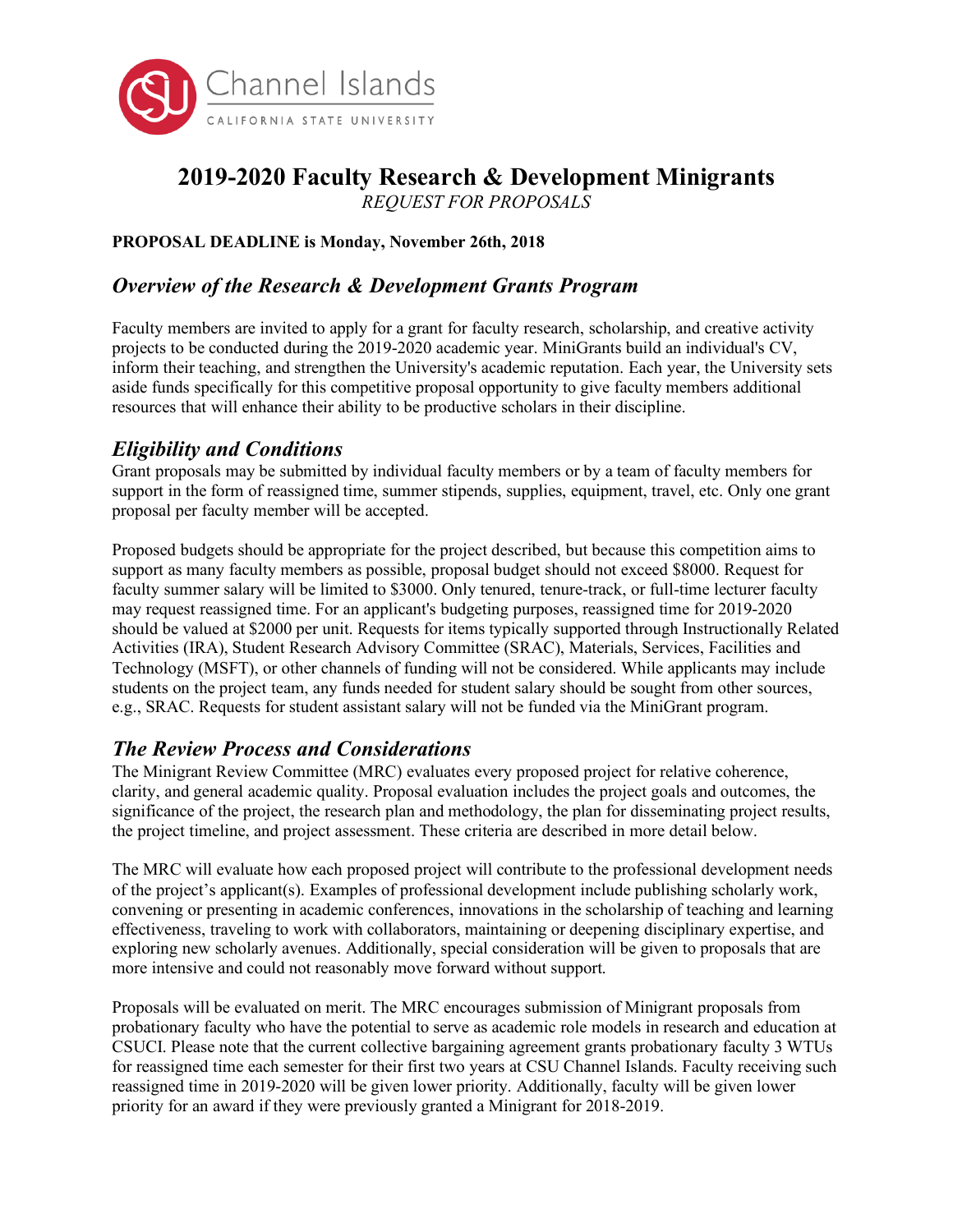# 2019-2020 Faculty Research & Development Minigrants

*REQUEST FOR PROPOSALS*

**PROPOSAL DEADLINE is Monday, November 26th, 2018**

## *Overview of the Research & Development Grants Program*

Faculty members are invited to apply for a grant for faculty research, scholarship, and creative activity projects to be conducted during the 2019-2020 academic year. MiniGrants build an individual's CV, inform their teaching, and strengthen the University's academic reputation. Each year, the University sets aside funds specifically for this competitive proposal opportunity to give faculty members additional resources that will enhance their ability to be productive scholars in their discipline.

## *Eligibility and Conditions*

Grant proposals may be submitted by individual faculty members or by a team of faculty members for support in the form of reassigned time, summer stipends, supplies, equipment, travel, etc. Only one grant proposal per faculty member will be accepted.

Proposed budgets should be appropriate for the project described, but because this competition aims to support as many faculty members as possible, proposal budget should not exceed $8000. Request for faculty summer salary will be limited to $3000. Only tenured, tenure-track, or full-time lecturer faculty may request reassigned time. For an applicant's budgeting purposes, reassigned time for 2019-2020 should be valued at $2000 per unit. Requests for items typically supported through Instructionally Related Activities (IRA), Student Research Advisory Committee (SRAC), Materials, Services, Facilities and Technology (MSFT), or other channels of funding will not be considered. While applicants may include students on the project team, any funds needed for student salary should be sought from other sources, e.g., SRAC. Requests for student assistant salary will not be funded via the MiniGrant program.

## *The Review Process and Considerations*

The Minigrant Review Committee (MRC) evaluates every proposed project for relative coherence, clarity, and general academic quality. Proposal evaluation includes the project goals and outcomes, the significance of the project, the research plan and methodology, the plan for disseminating project results, the project timeline, and project assessment. These criteria are described in more detail below.

The MRC will evaluate how each proposed project will contribute to the professional development needs of the project's applicant(s). Examples of professional development include publishing scholarly work, convening or presenting in academic conferences, innovations in the scholarship of teaching and learning effectiveness, traveling to work with collaborators, maintaining or deepening disciplinary expertise, and exploring new scholarly avenues. Additionally, special consideration will be given to proposals that are more intensive and could not reasonably move forward without support.

Proposals will be evaluated on merit. The MRC encourages submission of Minigrant proposals from probationary faculty who have the potential to serve as academic role models in research and education at CSUCI. Please note that the current collective bargaining agreement grants probationary faculty 3 WTUs for reassigned time each semester for their first two years at CSU Channel Islands. Faculty receiving such reassigned time in 2019-2020 will be given lower priority. Additionally, faculty will be given lower priority for an award if they were previously granted a Minigrant for 2018-2019.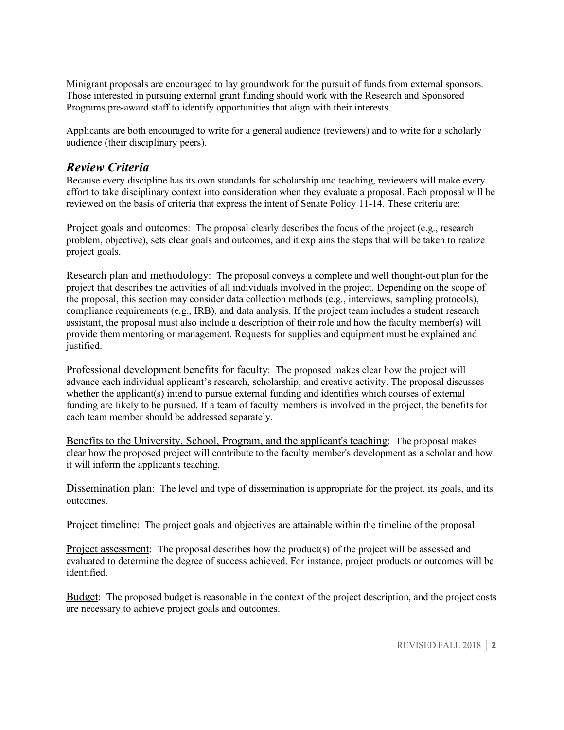Minigrant proposals are encouraged to lay groundwork for the pursuit of funds from external sponsors. Those interested in pursuing external grant funding should work with the Research and Sponsored Programs pre-award staff to identify opportunities that align with their interests.

Applicants are both encouraged to write for a general audience (reviewers) and to write for a scholarly audience (their disciplinary peers).

## *Review Criteria*

Because every discipline has its own standards for scholarship and teaching, reviewers will make every effort to take disciplinary context into consideration when they evaluate a proposal. Each proposal will be reviewed on the basis of criteria that express the intent of Senate Policy 11-14. These criteria are:

<u>Project goals and outcomes</u>: The proposal clearly describes the focus of the project (e.g., research problem, objective), sets clear goals and outcomes, and it explains the steps that will be taken to realize project goals.

<u>Research plan and methodology</u>: The proposal conveys a complete and well thought-out plan for the project that describes the activities of all individuals involved in the project. Depending on the scope of the proposal, this section may consider data collection methods (e.g., interviews, sampling protocols), compliance requirements (e.g., IRB), and data analysis. If the project team includes a student research assistant, the proposal must also include a description of their role and how the faculty member(s) will provide them mentoring or management. Requests for supplies and equipment must be explained and justified.

<u>Professional development benefits for faculty</u>: The proposed makes clear how the project will advance each individual applicant's research, scholarship, and creative activity. The proposal discusses whether the applicant(s) intend to pursue external funding and identifies which courses of external funding are likely to be pursued. If a team of faculty members is involved in the project, the benefits for each team member should be addressed separately.

<u>Benefits to the University, School, Program, and the applicant's teaching</u>: The proposal makes clear how the proposed project will contribute to the faculty member's development as a scholar and how it will inform the applicant's teaching.

<u>Dissemination plan</u>: The level and type of dissemination is appropriate for the project, its goals, and its outcomes.

<u>Project timeline</u>: The project goals and objectives are attainable within the timeline of the proposal.

<u>Project assessment</u>: The proposal describes how the product(s) of the project will be assessed and evaluated to determine the degree of success achieved. For instance, project products or outcomes will be identified.

<u>Budget</u>: The proposed budget is reasonable in the context of the project description, and the project costs are necessary to achieve project goals and outcomes.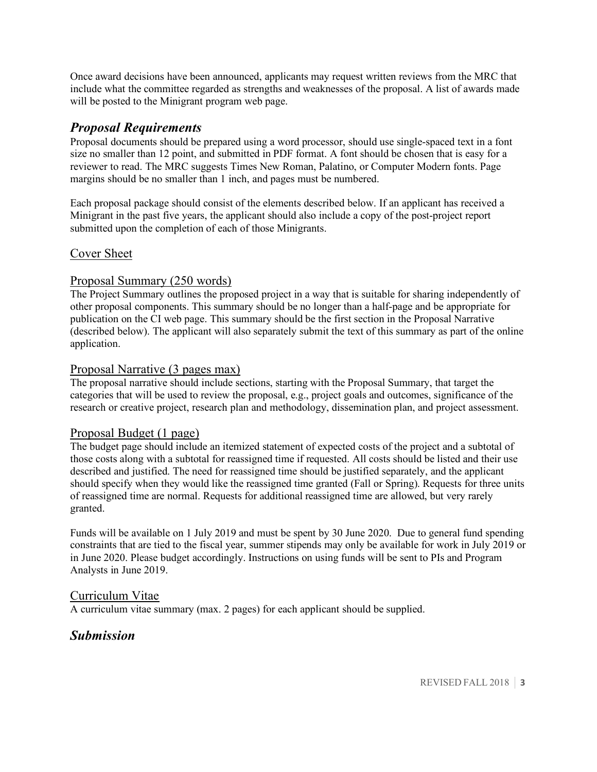Once award decisions have been announced, applicants may request written reviews from the MRC that include what the committee regarded as strengths and weaknesses of the proposal. A list of awards made will be posted to the Minigrant program web page.

## *Proposal Requirements*

Proposal documents should be prepared using a word processor, should use single-spaced text in a font size no smaller than 12 point, and submitted in PDF format. A font should be chosen that is easy for a reviewer to read. The MRC suggests Times New Roman, Palatino, or Computer Modern fonts. Page margins should be no smaller than 1 inch, and pages must be numbered.

Each proposal package should consist of the elements described below. If an applicant has received a Minigrant in the past five years, the applicant should also include a copy of the post-project report submitted upon the completion of each of those Minigrants.

### Cover Sheet

### Proposal Summary (250 words)

The Project Summary outlines the proposed project in a way that is suitable for sharing independently of other proposal components. This summary should be no longer than a half-page and be appropriate for publication on the CI web page. This summary should be the first section in the Proposal Narrative (described below). The applicant will also separately submit the text of this summary as part of the online application.

### Proposal Narrative (3 pages max)

The proposal narrative should include sections, starting with the Proposal Summary, that target the categories that will be used to review the proposal, e.g., project goals and outcomes, significance of the research or creative project, research plan and methodology, dissemination plan, and project assessment.

### Proposal Budget (1 page)

The budget page should include an itemized statement of expected costs of the project and a subtotal of those costs along with a subtotal for reassigned time if requested. All costs should be listed and their use described and justified. The need for reassigned time should be justified separately, and the applicant should specify when they would like the reassigned time granted (Fall or Spring). Requests for three units of reassigned time are normal. Requests for additional reassigned time are allowed, but very rarely granted.

Funds will be available on 1 July 2019 and must be spent by 30 June 2020. Due to general fund spending constraints that are tied to the fiscal year, summer stipends may only be available for work in July 2019 or in June 2020. Please budget accordingly. Instructions on using funds will be sent to PIs and Program Analysts in June 2019.

### Curriculum Vitae

A curriculum vitae summary (max. 2 pages) for each applicant should be supplied.

## *Submission*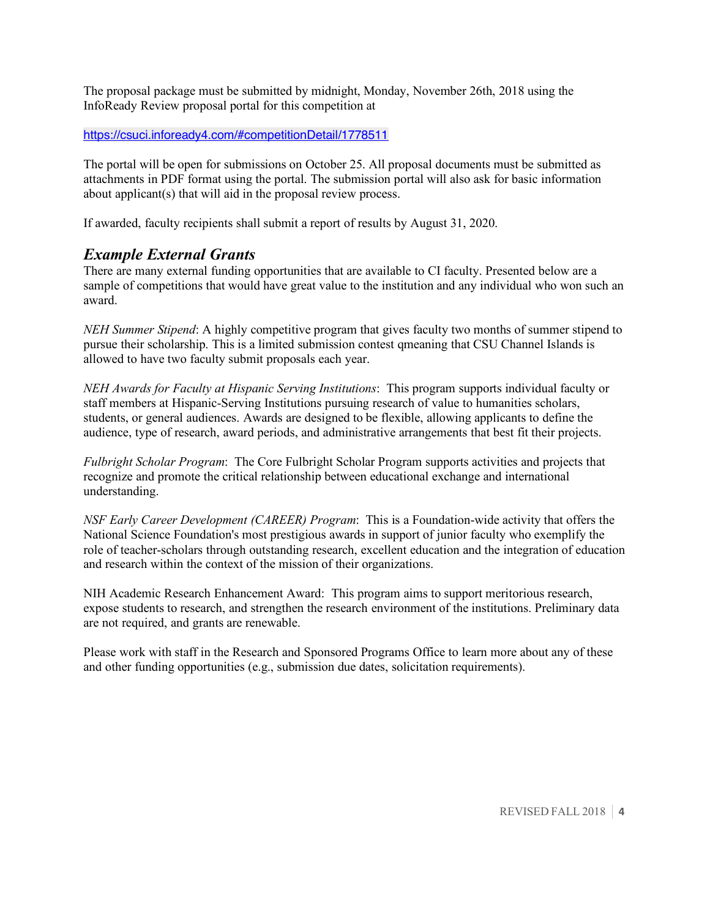The proposal package must be submitted by midnight, Monday, November 26th, 2018 using the InfoReady Review proposal portal for this competition at

https://csuci.infoready4.com/#competitionDetail/1778511

The portal will be open for submissions on October 25. All proposal documents must be submitted as attachments in PDF format using the portal. The submission portal will also ask for basic information about applicant(s) that will aid in the proposal review process.

If awarded, faculty recipients shall submit a report of results by August 31, 2020.

## *Example External Grants*

There are many external funding opportunities that are available to CI faculty. Presented below are a sample of competitions that would have great value to the institution and any individual who won such an award.

*NEH Summer Stipend*: A highly competitive program that gives faculty two months of summer stipend to pursue their scholarship. This is a limited submission contest qmeaning that CSU Channel Islands is allowed to have two faculty submit proposals each year.

*NEH Awards for Faculty at Hispanic Serving Institutions*: This program supports individual faculty or staff members at Hispanic-Serving Institutions pursuing research of value to humanities scholars, students, or general audiences. Awards are designed to be flexible, allowing applicants to define the audience, type of research, award periods, and administrative arrangements that best fit their projects.

*Fulbright Scholar Program*: The Core Fulbright Scholar Program supports activities and projects that recognize and promote the critical relationship between educational exchange and international understanding.

*NSF Early Career Development (CAREER) Program*: This is a Foundation-wide activity that offers the National Science Foundation's most prestigious awards in support of junior faculty who exemplify the role of teacher-scholars through outstanding research, excellent education and the integration of education and research within the context of the mission of their organizations.

NIH Academic Research Enhancement Award: This program aims to support meritorious research, expose students to research, and strengthen the research environment of the institutions. Preliminary data are not required, and grants are renewable.

Please work with staff in the Research and Sponsored Programs Office to learn more about any of these and other funding opportunities (e.g., submission due dates, solicitation requirements).